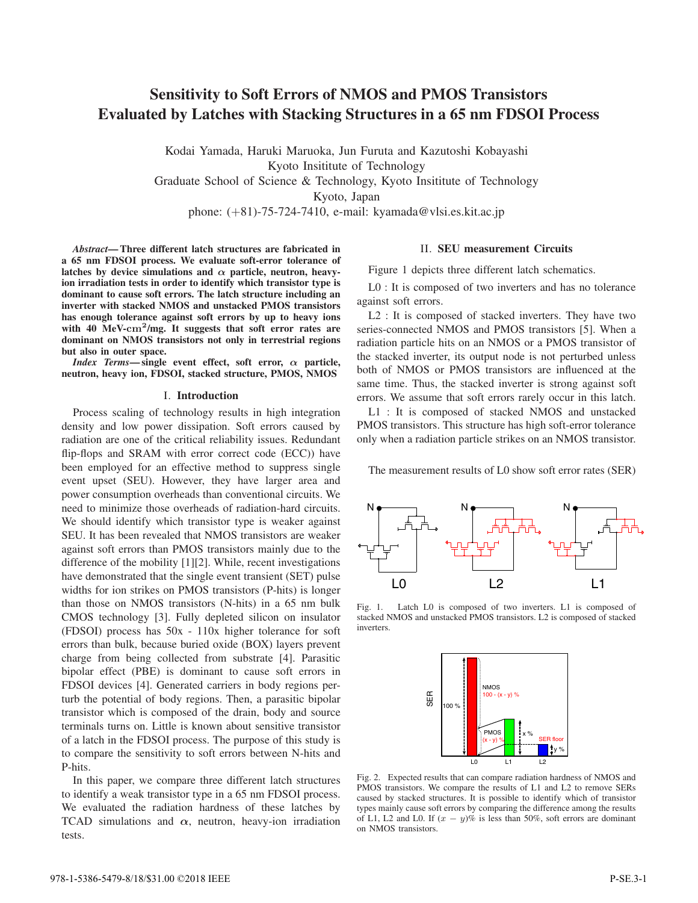# Sensitivity to Soft Errors of NMOS and PMOS Transistors Evaluated by Latches with Stacking Structures in a 65 nm FDSOI Process

Kodai Yamada, Haruki Maruoka, Jun Furuta and Kazutoshi Kobayashi
Kyoto Insititute of Technology
Graduate School of Science & Technology, Kyoto Insititute of Technology
Kyoto, Japan
phone: (+81)-75-724-7410, e-mail: kyamada@vlsi.es.kit.ac.jp

***Abstract*— Three different latch structures are fabricated in a 65 nm FDSOI process. We evaluate soft-error tolerance of latches by device simulations and $\alpha$ particle, neutron, heavy-ion irradiation tests in order to identify which transistor type is dominant to cause soft errors. The latch structure including an inverter with stacked NMOS and unstacked PMOS transistors has enough tolerance against soft errors by up to heavy ions with 40 MeV-cm²/mg. It suggests that soft error rates are dominant on NMOS transistors not only in terrestrial regions but also in outer space.**

***Index Terms*— single event effect, soft error, $\alpha$ particle, neutron, heavy ion, FDSOI, stacked structure, PMOS, NMOS**

## I. Introduction

Process scaling of technology results in high integration density and low power dissipation. Soft errors caused by radiation are one of the critical reliability issues. Redundant flip-flops and SRAM with error correct code (ECC)) have been employed for an effective method to suppress single event upset (SEU). However, they have larger area and power consumption overheads than conventional circuits. We need to minimize those overheads of radiation-hard circuits. We should identify which transistor type is weaker against SEU. It has been revealed that NMOS transistors are weaker against soft errors than PMOS transistors mainly due to the difference of the mobility [1][2]. While, recent investigations have demonstrated that the single event transient (SET) pulse widths for ion strikes on PMOS transistors (P-hits) is longer than those on NMOS transistors (N-hits) in a 65 nm bulk CMOS technology [3]. Fully depleted silicon on insulator (FDSOI) process has 50x - 110x higher tolerance for soft errors than bulk, because buried oxide (BOX) layers prevent charge from being collected from substrate [4]. Parasitic bipolar effect (PBE) is dominant to cause soft errors in FDSOI devices [4]. Generated carriers in body regions perturb the potential of body regions. Then, a parasitic bipolar transistor which is composed of the drain, body and source terminals turns on. Little is known about sensitive transistor of a latch in the FDSOI process. The purpose of this study is to compare the sensitivity to soft errors between N-hits and P-hits.

In this paper, we compare three different latch structures to identify a weak transistor type in a 65 nm FDSOI process. We evaluated the radiation hardness of these latches by TCAD simulations and $\alpha$, neutron, heavy-ion irradiation tests.

## II. SEU measurement Circuits

Figure 1 depicts three different latch schematics.

L0 : It is composed of two inverters and has no tolerance against soft errors.

L2 : It is composed of stacked inverters. They have two series-connected NMOS and PMOS transistors [5]. When a radiation particle hits on an NMOS or a PMOS transistor of the stacked inverter, its output node is not perturbed unless both of NMOS or PMOS transistors are influenced at the same time. Thus, the stacked inverter is strong against soft errors. We assume that soft errors rarely occur in this latch.

L1 : It is composed of stacked NMOS and unstacked PMOS transistors. This structure has high soft-error tolerance only when a radiation particle strikes on an NMOS transistor.

The measurement results of L0 show soft error rates (SER)

N
N
N
L0
L2
L1

Fig. 1. Latch L0 is composed of two inverters. L1 is composed of stacked NMOS and unstacked PMOS transistors. L2 is composed of stacked inverters.

SER
100 %
NMOS
100 - (x - y) %
PMOS
(x - y) %
x %
SER floor
y %
L0
L1
L2

Fig. 2. Expected results that can compare radiation hardness of NMOS and PMOS transistors. We compare the results of L1 and L2 to remove SERs caused by stacked structures. It is possible to identify which of transistor types mainly cause soft errors by comparing the difference among the results of L1, L2 and L0. If $(x - y)$% is less than 50%, soft errors are dominant on NMOS transistors.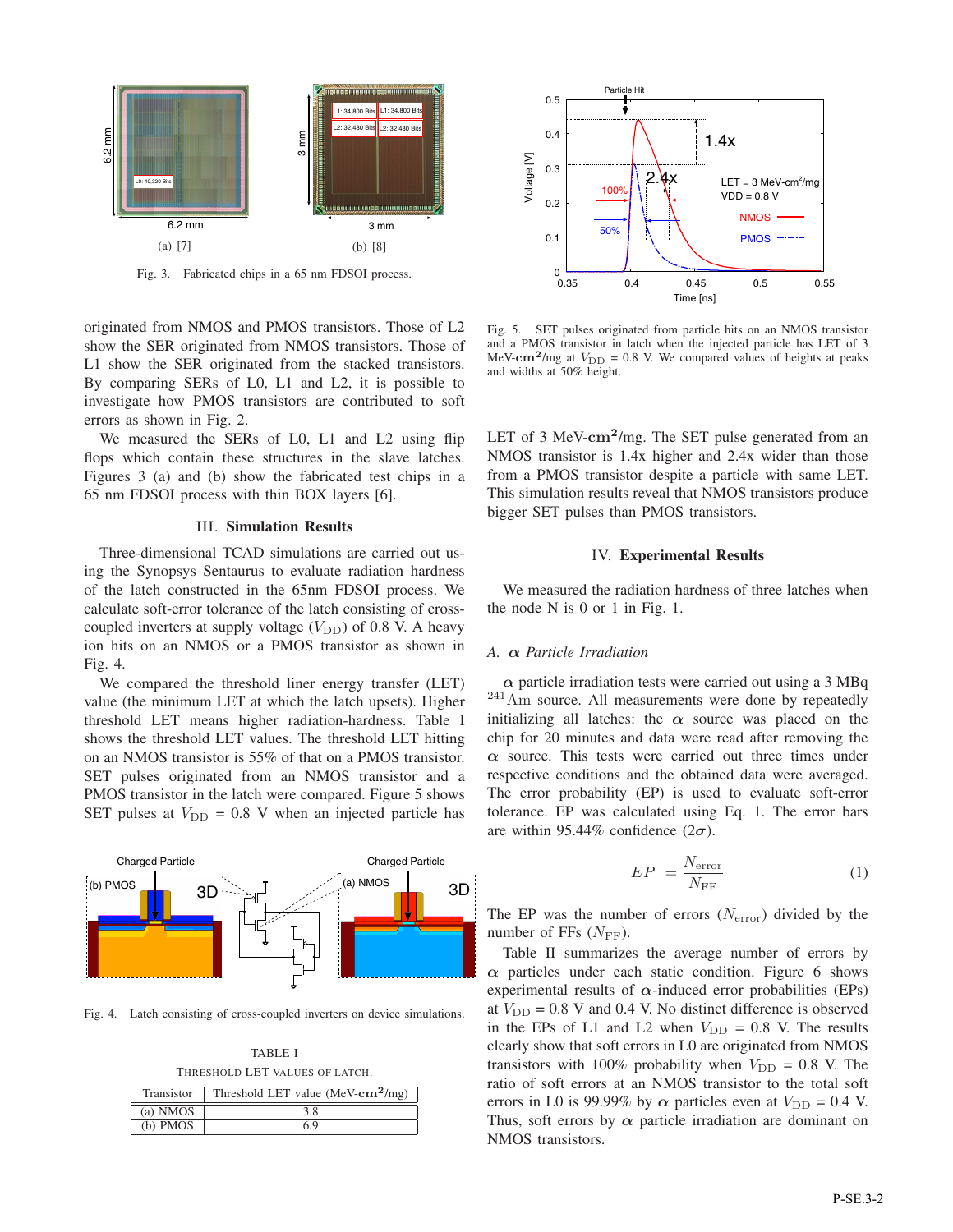6.2 mm

L0: 40,320 Bits

6.2 mm

(a) [7]

3 mm

L1: 34,800 Bits L1: 34,800 Bits

L2: 32,480 Bits L2: 32,480 Bits

3 mm

(b) [8]

Fig. 3. Fabricated chips in a 65 nm FDSOI process.

originated from NMOS and PMOS transistors. Those of L2 show the SER originated from NMOS transistors. Those of L1 show the SER originated from the stacked transistors. By comparing SERs of L0, L1 and L2, it is possible to investigate how PMOS transistors are contributed to soft errors as shown in Fig. 2.

We measured the SERs of L0, L1 and L2 using flip flops which contain these structures in the slave latches. Figures 3 (a) and (b) show the fabricated test chips in a 65 nm FDSOI process with thin BOX layers [6].

## III. Simulation Results

Three-dimensional TCAD simulations are carried out using the Synopsys Sentaurus to evaluate radiation hardness of the latch constructed in the 65nm FDSOI process. We calculate soft-error tolerance of the latch consisting of cross-coupled inverters at supply voltage ($V_{\mathrm{DD}}$) of 0.8 V. A heavy ion hits on an NMOS or a PMOS transistor as shown in Fig. 4.

We compared the threshold liner energy transfer (LET) value (the minimum LET at which the latch upsets). Higher threshold LET means higher radiation-hardness. Table I shows the threshold LET values. The threshold LET hitting on an NMOS transistor is 55% of that on a PMOS transistor. SET pulses originated from an NMOS transistor and a PMOS transistor in the latch were compared. Figure 5 shows SET pulses at $V_{\mathrm{DD}}$ = 0.8 V when an injected particle has LET of 3 MeV-$\mathrm{cm^2}$/mg. The SET pulse generated from an NMOS transistor is 1.4x higher and 2.4x wider than those from a PMOS transistor despite a particle with same LET. This simulation results reveal that NMOS transistors produce bigger SET pulses than PMOS transistors.

Charged Particle

(b) PMOS

3D

Charged Particle

(a) NMOS

3D

Fig. 4. Latch consisting of cross-coupled inverters on device simulations.

TABLE I

Threshold LET values of latch.

| Transistor | Threshold LET value (MeV-$\mathrm{cm^2}$/mg) |
|---|---|
| (a) NMOS | 3.8 |
| (b) PMOS | 6.9 |

Particle Hit

1.4x

2.4x

100%

50%

LET = 3 MeV-cm²/mg

VDD = 0.8 V

NMOS

PMOS

Voltage [V]

0.5

0.4

0.3

0.2

0.1

0

0.35 0.4 0.45 0.5 0.55

Time [ns]

Fig. 5. SET pulses originated from particle hits on an NMOS transistor and a PMOS transistor in latch when the injected particle has LET of 3 MeV-$\mathrm{cm^2}$/mg at $V_{\mathrm{DD}}$ = 0.8 V. We compared values of heights at peaks and widths at 50% height.

## IV. Experimental Results

We measured the radiation hardness of three latches when the node N is 0 or 1 in Fig. 1.

### A. $\alpha$ Particle Irradiation

$\alpha$ particle irradiation tests were carried out using a 3 MBq $^{241}$Am source. All measurements were done by repeatedly initializing all latches: the $\alpha$ source was placed on the chip for 20 minutes and data were read after removing the $\alpha$ source. This tests were carried out three times under respective conditions and the obtained data were averaged. The error probability (EP) is used to evaluate soft-error tolerance. EP was calculated using Eq. 1. The error bars are within 95.44% confidence ($2\sigma$).

$$EP = \frac{N_{\mathrm{error}}}{N_{\mathrm{FF}}} \quad (1)$$

The EP was the number of errors ($N_{\mathrm{error}}$) divided by the number of FFs ($N_{\mathrm{FF}}$).

Table II summarizes the average number of errors by $\alpha$ particles under each static condition. Figure 6 shows experimental results of $\alpha$-induced error probabilities (EPs) at $V_{\mathrm{DD}}$ = 0.8 V and 0.4 V. No distinct difference is observed in the EPs of L1 and L2 when $V_{\mathrm{DD}}$ = 0.8 V. The results clearly show that soft errors in L0 are originated from NMOS transistors with 100% probability when $V_{\mathrm{DD}}$ = 0.8 V. The ratio of soft errors at an NMOS transistor to the total soft errors in L0 is 99.99% by $\alpha$ particles even at $V_{\mathrm{DD}}$ = 0.4 V. Thus, soft errors by $\alpha$ particle irradiation are dominant on NMOS transistors.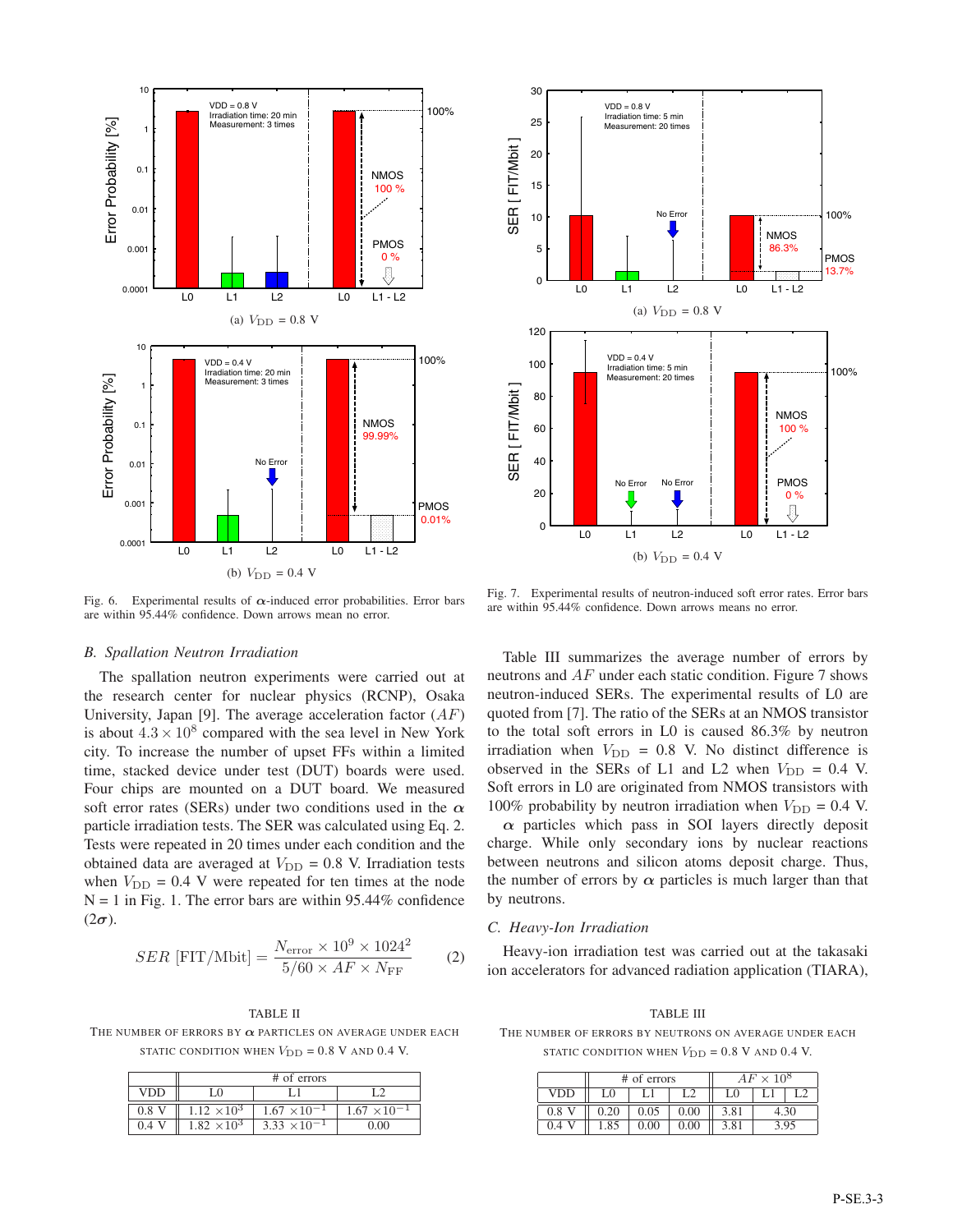VDD = 0.8 V
Irradiation time: 20 min
Measurement: 3 times

Error Probability [%]

10
1
0.1
0.01
0.001
0.0001

L0 L1 L2 L0 L1 - L2

100%
NMOS
100 %
PMOS
0 %

(a) $V_{\mathrm{DD}}$ = 0.8 V

VDD = 0.4 V
Irradiation time: 20 min
Measurement: 3 times

Error Probability [%]

10
1
0.1
0.01
0.001
0.0001

No Error

L0 L1 L2 L0 L1 - L2

100%
NMOS
99.99%
PMOS
0.01%

(b) $V_{\mathrm{DD}}$ = 0.4 V

Fig. 6. Experimental results of $\alpha$-induced error probabilities. Error bars are within 95.44% confidence. Down arrows mean no error.

VDD = 0.8 V
Irradiation time: 5 min
Measurement: 20 times

SER [ FIT/Mbit ]

30
25
20
15
10
5
0

No Error

L0 L1 L2 L0 L1 - L2

100%
NMOS
86.3%
PMOS
13.7%

(a) $V_{\mathrm{DD}}$ = 0.8 V

VDD = 0.4 V
Irradiation time: 5 min
Measurement: 20 times

SER [ FIT/Mbit ]

120
100
80
60
40
20
0

No Error
No Error

L0 L1 L2 L0 L1 - L2

100%
NMOS
100 %
PMOS
0 %

(b) $V_{\mathrm{DD}}$ = 0.4 V

Fig. 7. Experimental results of neutron-induced soft error rates. Error bars are within 95.44% confidence. Down arrows means no error.

### B. Spallation Neutron Irradiation

The spallation neutron experiments were carried out at the research center for nuclear physics (RCNP), Osaka University, Japan [9]. The average acceleration factor ($AF$) is about $4.3 \times 10^8$ compared with the sea level in New York city. To increase the number of upset FFs within a limited time, stacked device under test (DUT) boards were used. Four chips are mounted on a DUT board. We measured soft error rates (SERs) under two conditions used in the $\alpha$ particle irradiation tests. The SER was calculated using Eq. 2. Tests were repeated in 20 times under each condition and the obtained data are averaged at $V_{\mathrm{DD}}$ = 0.8 V. Irradiation tests when $V_{\mathrm{DD}}$ = 0.4 V were repeated for ten times at the node N = 1 in Fig. 1. The error bars are within 95.44% confidence ($2\sigma$).

$$SER\ [\mathrm{FIT/Mbit}] = \frac{N_{\mathrm{error}} \times 10^9 \times 1024^2}{5/60 \times AF \times N_{\mathrm{FF}}} \qquad (2)$$

TABLE II
THE NUMBER OF ERRORS BY $\alpha$ PARTICLES ON AVERAGE UNDER EACH STATIC CONDITION WHEN $V_{\mathrm{DD}}$ = 0.8 V AND 0.4 V.

| | # of errors | | |
|---|---|---|---|
| VDD | L0 | L1 | L2 |
| 0.8 V | $1.12 \times 10^3$ | $1.67 \times 10^{-1}$ | $1.67 \times 10^{-1}$ |
| 0.4 V | $1.82 \times 10^3$ | $3.33 \times 10^{-1}$ | 0.00 |

Table III summarizes the average number of errors by neutrons and $AF$ under each static condition. Figure 7 shows neutron-induced SERs. The experimental results of L0 are quoted from [7]. The ratio of the SERs at an NMOS transistor to the total soft errors in L0 is caused 86.3% by neutron irradiation when $V_{\mathrm{DD}}$ = 0.8 V. No distinct difference is observed in the SERs of L1 and L2 when $V_{\mathrm{DD}}$ = 0.4 V. Soft errors in L0 are originated from NMOS transistors with 100% probability by neutron irradiation when $V_{\mathrm{DD}}$ = 0.4 V.

$\alpha$ particles which pass in SOI layers directly deposit charge. While only secondary ions by nuclear reactions between neutrons and silicon atoms deposit charge. Thus, the number of errors by $\alpha$ particles is much larger than that by neutrons.

### C. Heavy-Ion Irradiation

Heavy-ion irradiation test was carried out at the takasaki ion accelerators for advanced radiation application (TIARA),

TABLE III
THE NUMBER OF ERRORS BY NEUTRONS ON AVERAGE UNDER EACH STATIC CONDITION WHEN $V_{\mathrm{DD}}$ = 0.8 V AND 0.4 V.

| | # of errors | | | $AF \times 10^8$ | |
|---|---|---|---|---|---|
| VDD | L0 | L1 | L2 | L0 | L1 L2 |
| 0.8 V | 1.85 | 0.05 | 0.00 | 3.81 | 4.30 |
| 0.4 V | 1.85 | 0.00 | 0.00 | 3.81 | 3.95 |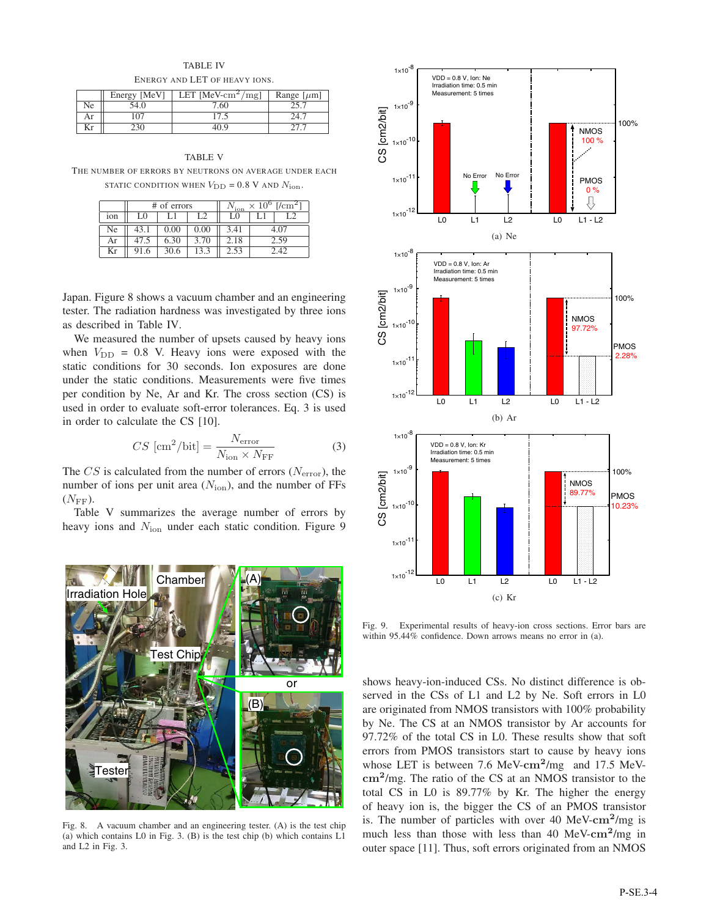TABLE IV

ENERGY AND LET OF HEAVY IONS.

| | Energy [MeV] | LET [MeV-cm$^2$/mg] | Range [$\mu$m] |
|---|---|---|---|
| Ne | 54.0 | 7.60 | 25.7 |
| Ar | 107 | 17.5 | 24.7 |
| Kr | 230 | 40.9 | 27.7 |

TABLE V

THE NUMBER OF ERRORS BY NEUTRONS ON AVERAGE UNDER EACH STATIC CONDITION WHEN $V_{\mathrm{DD}}$ = 0.8 V AND $N_{\mathrm{ion}}$.

| | # of errors | | | $N_{\mathrm{ion}} \times 10^6$ [/cm$^2$] | | |
|---|---|---|---|---|---|---|
| ion | L0 | L1 | L2 | L0 | L1 | L2 |
| Ne | 43.1 | 0.00 | 0.00 | 3.41 | 4.07 | |
| Ar | 47.5 | 6.30 | 3.70 | 2.18 | 2.59 | |
| Kr | 91.6 | 30.6 | 13.3 | 2.53 | 2.42 | |

Japan. Figure 8 shows a vacuum chamber and an engineering tester. The radiation hardness was investigated by three ions as described in Table IV.

We measured the number of upsets caused by heavy ions when $V_{\mathrm{DD}}$ = 0.8 V. Heavy ions were exposed with the static conditions for 30 seconds. Ion exposures are done under the static conditions. Measurements were five times per condition by Ne, Ar and Kr. The cross section (CS) is used in order to evaluate soft-error tolerances. Eq. 3 is used in order to calculate the CS [10].

$$CS\ [\mathrm{cm}^2/\mathrm{bit}] = \frac{N_{\mathrm{error}}}{N_{\mathrm{ion}} \times N_{\mathrm{FF}}} \tag{3}$$

The $CS$ is calculated from the number of errors ($N_{\mathrm{error}}$), the number of ions per unit area ($N_{\mathrm{ion}}$), and the number of FFs ($N_{\mathrm{FF}}$).

Table V summarizes the average number of errors by heavy ions and $N_{\mathrm{ion}}$ under each static condition. Figure 9 shows heavy-ion-induced CSs. No distinct difference is observed in the CSs of L1 and L2 by Ne. Soft errors in L0 are originated from NMOS transistors with 100% probability by Ne. The CS at an NMOS transistor by Ar accounts for 97.72% of the total CS in L0. These results show that soft errors from PMOS transistors start to cause by heavy ions whose LET is between 7.6 MeV-$\mathbf{cm^2}$/mg and 17.5 MeV-$\mathbf{cm^2}$/mg. The ratio of the CS at an NMOS transistor to the total CS in L0 is 89.77% by Kr. The higher the energy of heavy ion is, the bigger the CS of an PMOS transistor is. The number of particles with over 40 MeV-$\mathbf{cm^2}$/mg is much less than those with less than 40 MeV-$\mathbf{cm^2}$/mg in outer space [11]. Thus, soft errors originated from an NMOS

Chamber
Irradiation Hole
Test Chip
Tester
(A)
or
(B)

Fig. 8. A vacuum chamber and an engineering tester. (A) is the test chip (a) which contains L0 in Fig. 3. (B) is the test chip (b) which contains L1 and L2 in Fig. 3.

VDD = 0.8 V, Ion: Ne
Irradiation time: 0.5 min
Measurement: 5 times
CS [cm2/bit]
1x10-8
1x10-9
1x10-10
1x10-11
1x10-12
No Error
No Error
100%
NMOS
100 %
PMOS
0 %
L0
L1
L2
L0
L1 - L2

(a) Ne

VDD = 0.8 V, Ion: Ar
Irradiation time: 0.5 min
Measurement: 5 times
CS [cm2/bit]
1x10-8
1x10-9
1x10-10
1x10-11
1x10-12
100%
NMOS
97.72%
PMOS
2.28%
L0
L1
L2
L0
L1 - L2

(b) Ar

VDD = 0.8 V, Ion: Kr
Irradiation time: 0.5 min
Measurement: 5 times
CS [cm2/bit]
1x10-8
1x10-9
1x10-10
1x10-11
1x10-12
100%
NMOS
89.77%
PMOS
10.23%
L0
L1
L2
L0
L1 - L2

(c) Kr

Fig. 9. Experimental results of heavy-ion cross sections. Error bars are within 95.44% confidence. Down arrows means no error in (a).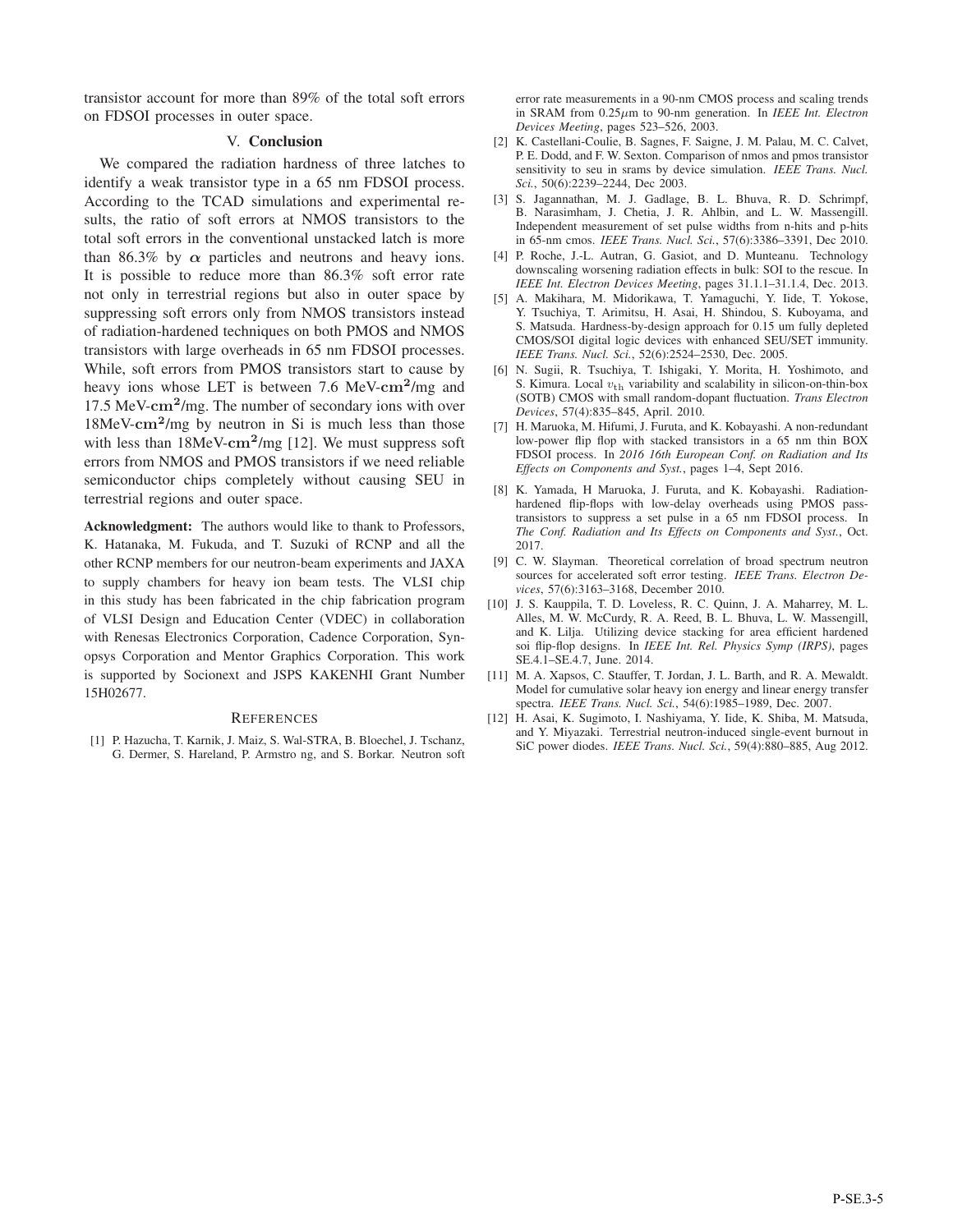transistor account for more than 89% of the total soft errors on FDSOI processes in outer space.

## V. Conclusion

We compared the radiation hardness of three latches to identify a weak transistor type in a 65 nm FDSOI process. According to the TCAD simulations and experimental results, the ratio of soft errors at NMOS transistors to the total soft errors in the conventional unstacked latch is more than 86.3% by $\alpha$ particles and neutrons and heavy ions. It is possible to reduce more than 86.3% soft error rate not only in terrestrial regions but also in outer space by suppressing soft errors only from NMOS transistors instead of radiation-hardened techniques on both PMOS and NMOS transistors with large overheads in 65 nm FDSOI processes. While, soft errors from PMOS transistors start to cause by heavy ions whose LET is between 7.6 MeV-$\mathrm{cm^2}$/mg and 17.5 MeV-$\mathrm{cm^2}$/mg. The number of secondary ions with over 18MeV-$\mathrm{cm^2}$/mg by neutron in Si is much less than those with less than 18MeV-$\mathrm{cm^2}$/mg [12]. We must suppress soft errors from NMOS and PMOS transistors if we need reliable semiconductor chips completely without causing SEU in terrestrial regions and outer space.

**Acknowledgment:** The authors would like to thank to Professors, K. Hatanaka, M. Fukuda, and T. Suzuki of RCNP and all the other RCNP members for our neutron-beam experiments and JAXA to supply chambers for heavy ion beam tests. The VLSI chip in this study has been fabricated in the chip fabrication program of VLSI Design and Education Center (VDEC) in collaboration with Renesas Electronics Corporation, Cadence Corporation, Synopsys Corporation and Mentor Graphics Corporation. This work is supported by Socionext and JSPS KAKENHI Grant Number 15H02677.

## References

[1] P. Hazucha, T. Karnik, J. Maiz, S. Wal-STRA, B. Bloechel, J. Tschanz, G. Dermer, S. Hareland, P. Armstro ng, and S. Borkar. Neutron soft error rate measurements in a 90-nm CMOS process and scaling trends in SRAM from 0.25$\mu$m to 90-nm generation. In *IEEE Int. Electron Devices Meeting*, pages 523–526, 2003.

[2] K. Castellani-Coulie, B. Sagnes, F. Saigne, J. M. Palau, M. C. Calvet, P. E. Dodd, and F. W. Sexton. Comparison of nmos and pmos transistor sensitivity to seu in srams by device simulation. *IEEE Trans. Nucl. Sci.*, 50(6):2239–2244, Dec 2003.

[3] S. Jagannathan, M. J. Gadlage, B. L. Bhuva, R. D. Schrimpf, B. Narasimham, J. Chetia, J. R. Ahlbin, and L. W. Massengill. Independent measurement of set pulse widths from n-hits and p-hits in 65-nm cmos. *IEEE Trans. Nucl. Sci.*, 57(6):3386–3391, Dec 2010.

[4] P. Roche, J.-L. Autran, G. Gasiot, and D. Munteanu. Technology downscaling worsening radiation effects in bulk: SOI to the rescue. In *IEEE Int. Electron Devices Meeting*, pages 31.1.1–31.1.4, Dec. 2013.

[5] A. Makihara, M. Midorikawa, T. Yamaguchi, Y. Iide, T. Yokose, Y. Tsuchiya, T. Arimitsu, H. Asai, H. Shindou, S. Kuboyama, and S. Matsuda. Hardness-by-design approach for 0.15 um fully depleted CMOS/SOI digital logic devices with enhanced SEU/SET immunity. *IEEE Trans. Nucl. Sci.*, 52(6):2524–2530, Dec. 2005.

[6] N. Sugii, R. Tsuchiya, T. Ishigaki, Y. Morita, H. Yoshimoto, and S. Kimura. Local $v_{\rm th}$ variability and scalability in silicon-on-thin-box (SOTB) CMOS with small random-dopant fluctuation. *Trans Electron Devices*, 57(4):835–845, April. 2010.

[7] H. Maruoka, M. Hifumi, J. Furuta, and K. Kobayashi. A non-redundant low-power flip flop with stacked transistors in a 65 nm thin BOX FDSOI process. In *2016 16th European Conf. on Radiation and Its Effects on Components and Syst.*, pages 1–4, Sept 2016.

[8] K. Yamada, H Maruoka, J. Furuta, and K. Kobayashi. Radiation-hardened flip-flops with low-delay overheads using PMOS pass-transistors to suppress a set pulse in a 65 nm FDSOI process. In *The Conf. Radiation and Its Effects on Components and Syst.*, Oct. 2017.

[9] C. W. Slayman. Theoretical correlation of broad spectrum neutron sources for accelerated soft error testing. *IEEE Trans. Electron Devices*, 57(6):3163–3168, December 2010.

[10] J. S. Kauppila, T. D. Loveless, R. C. Quinn, J. A. Maharrey, M. L. Alles, M. W. McCurdy, R. A. Reed, B. L. Bhuva, L. W. Massengill, and K. Lilja. Utilizing device stacking for area efficient hardened soi flip-flop designs. In *IEEE Int. Rel. Physics Symp (IRPS)*, pages SE.4.1–SE.4.7, June. 2014.

[11] M. A. Xapsos, C. Stauffer, T. Jordan, J. L. Barth, and R. A. Mewaldt. Model for cumulative solar heavy ion energy and linear energy transfer spectra. *IEEE Trans. Nucl. Sci.*, 54(6):1985–1989, Dec. 2007.

[12] H. Asai, K. Sugimoto, I. Nashiyama, Y. Iide, K. Shiba, M. Matsuda, and Y. Miyazaki. Terrestrial neutron-induced single-event burnout in SiC power diodes. *IEEE Trans. Nucl. Sci.*, 59(4):880–885, Aug 2012.